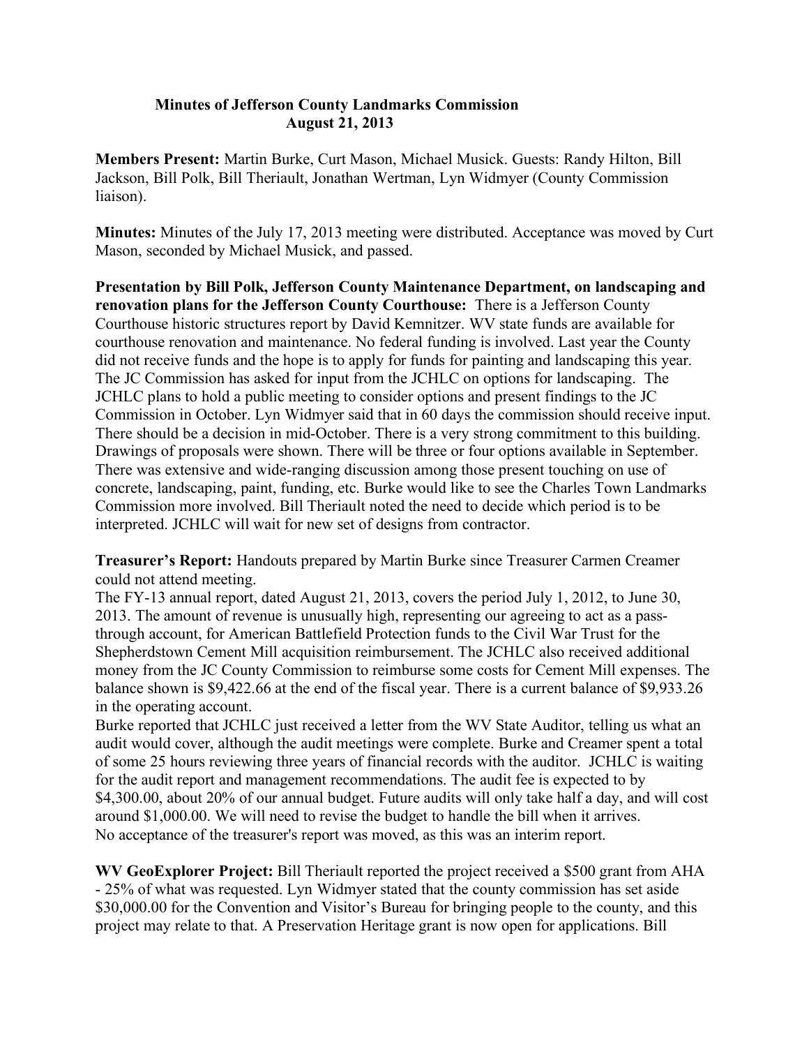# Minutes of Jefferson County Landmarks Commission
## August 21, 2013

**Members Present:** Martin Burke, Curt Mason, Michael Musick. Guests: Randy Hilton, Bill Jackson, Bill Polk, Bill Theriault, Jonathan Wertman, Lyn Widmyer (County Commission liaison).

**Minutes:** Minutes of the July 17, 2013 meeting were distributed. Acceptance was moved by Curt Mason, seconded by Michael Musick, and passed.

**Presentation by Bill Polk, Jefferson County Maintenance Department, on landscaping and renovation plans for the Jefferson County Courthouse:** There is a Jefferson County Courthouse historic structures report by David Kemnitzer. WV state funds are available for courthouse renovation and maintenance. No federal funding is involved. Last year the County did not receive funds and the hope is to apply for funds for painting and landscaping this year. The JC Commission has asked for input from the JCHLC on options for landscaping. The JCHLC plans to hold a public meeting to consider options and present findings to the JC Commission in October. Lyn Widmyer said that in 60 days the commission should receive input. There should be a decision in mid-October. There is a very strong commitment to this building. Drawings of proposals were shown. There will be three or four options available in September. There was extensive and wide-ranging discussion among those present touching on use of concrete, landscaping, paint, funding, etc. Burke would like to see the Charles Town Landmarks Commission more involved. Bill Theriault noted the need to decide which period is to be interpreted. JCHLC will wait for new set of designs from contractor.

**Treasurer's Report:** Handouts prepared by Martin Burke since Treasurer Carmen Creamer could not attend meeting.

The FY-13 annual report, dated August 21, 2013, covers the period July 1, 2012, to June 30, 2013. The amount of revenue is unusually high, representing our agreeing to act as a pass-through account, for American Battlefield Protection funds to the Civil War Trust for the Shepherdstown Cement Mill acquisition reimbursement. The JCHLC also received additional money from the JC County Commission to reimburse some costs for Cement Mill expenses. The balance shown is $9,422.66 at the end of the fiscal year. There is a current balance of $9,933.26 in the operating account.

Burke reported that JCHLC just received a letter from the WV State Auditor, telling us what an audit would cover, although the audit meetings were complete. Burke and Creamer spent a total of some 25 hours reviewing three years of financial records with the auditor. JCHLC is waiting for the audit report and management recommendations. The audit fee is expected to by $4,300.00, about 20% of our annual budget. Future audits will only take half a day, and will cost around $1,000.00. We will need to revise the budget to handle the bill when it arrives.

No acceptance of the treasurer's report was moved, as this was an interim report.

**WV GeoExplorer Project:** Bill Theriault reported the project received a $500 grant from AHA - 25% of what was requested. Lyn Widmyer stated that the county commission has set aside $30,000.00 for the Convention and Visitor's Bureau for bringing people to the county, and this project may relate to that. A Preservation Heritage grant is now open for applications. Bill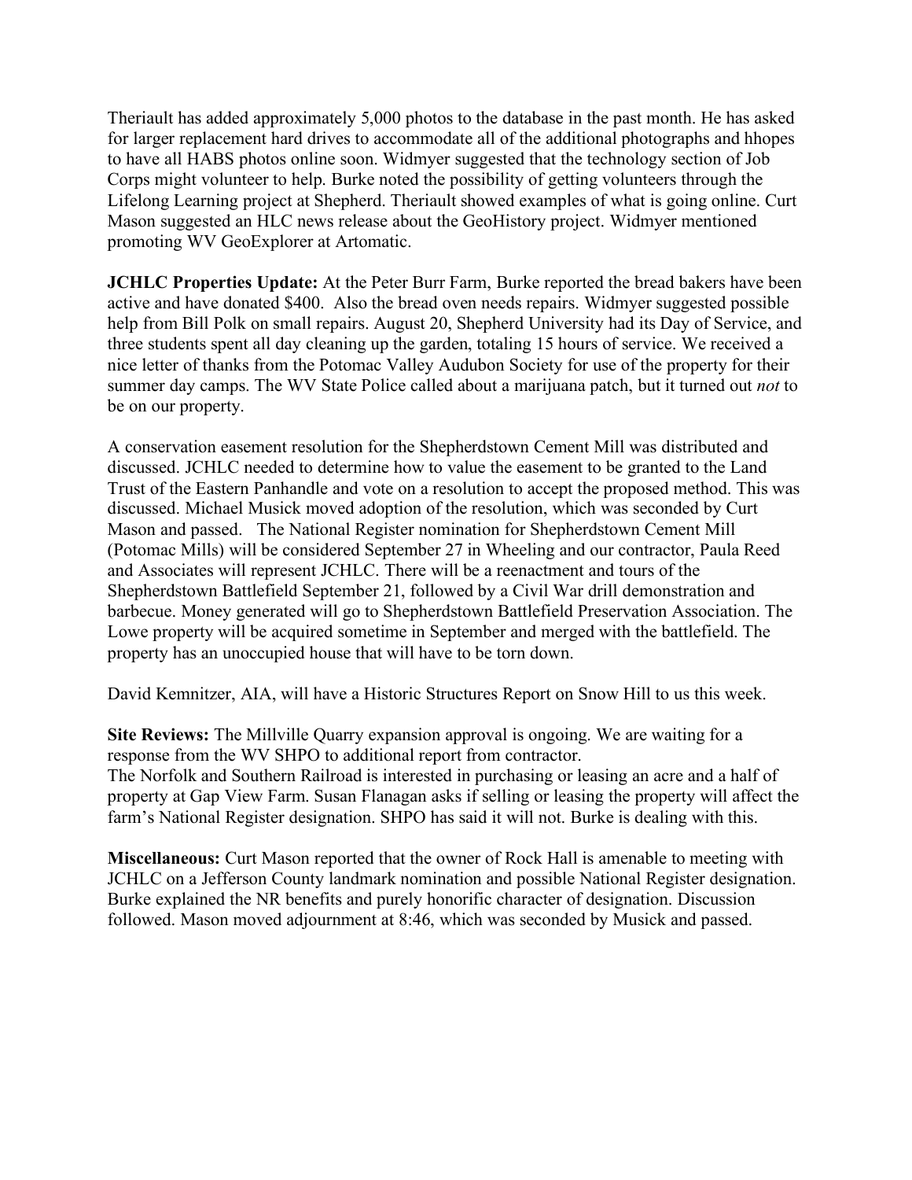Theriault has added approximately 5,000 photos to the database in the past month. He has asked for larger replacement hard drives to accommodate all of the additional photographs and hhopes to have all HABS photos online soon. Widmyer suggested that the technology section of Job Corps might volunteer to help. Burke noted the possibility of getting volunteers through the Lifelong Learning project at Shepherd. Theriault showed examples of what is going online. Curt Mason suggested an HLC news release about the GeoHistory project. Widmyer mentioned promoting WV GeoExplorer at Artomatic.

**JCHLC Properties Update:** At the Peter Burr Farm, Burke reported the bread bakers have been active and have donated $400. Also the bread oven needs repairs. Widmyer suggested possible help from Bill Polk on small repairs. August 20, Shepherd University had its Day of Service, and three students spent all day cleaning up the garden, totaling 15 hours of service. We received a nice letter of thanks from the Potomac Valley Audubon Society for use of the property for their summer day camps. The WV State Police called about a marijuana patch, but it turned out *not* to be on our property.

A conservation easement resolution for the Shepherdstown Cement Mill was distributed and discussed. JCHLC needed to determine how to value the easement to be granted to the Land Trust of the Eastern Panhandle and vote on a resolution to accept the proposed method. This was discussed. Michael Musick moved adoption of the resolution, which was seconded by Curt Mason and passed. The National Register nomination for Shepherdstown Cement Mill (Potomac Mills) will be considered September 27 in Wheeling and our contractor, Paula Reed and Associates will represent JCHLC. There will be a reenactment and tours of the Shepherdstown Battlefield September 21, followed by a Civil War drill demonstration and barbecue. Money generated will go to Shepherdstown Battlefield Preservation Association. The Lowe property will be acquired sometime in September and merged with the battlefield. The property has an unoccupied house that will have to be torn down.

David Kemnitzer, AIA, will have a Historic Structures Report on Snow Hill to us this week.

**Site Reviews:** The Millville Quarry expansion approval is ongoing. We are waiting for a response from the WV SHPO to additional report from contractor.
The Norfolk and Southern Railroad is interested in purchasing or leasing an acre and a half of property at Gap View Farm. Susan Flanagan asks if selling or leasing the property will affect the farm's National Register designation. SHPO has said it will not. Burke is dealing with this.

**Miscellaneous:** Curt Mason reported that the owner of Rock Hall is amenable to meeting with JCHLC on a Jefferson County landmark nomination and possible National Register designation. Burke explained the NR benefits and purely honorific character of designation. Discussion followed. Mason moved adjournment at 8:46, which was seconded by Musick and passed.